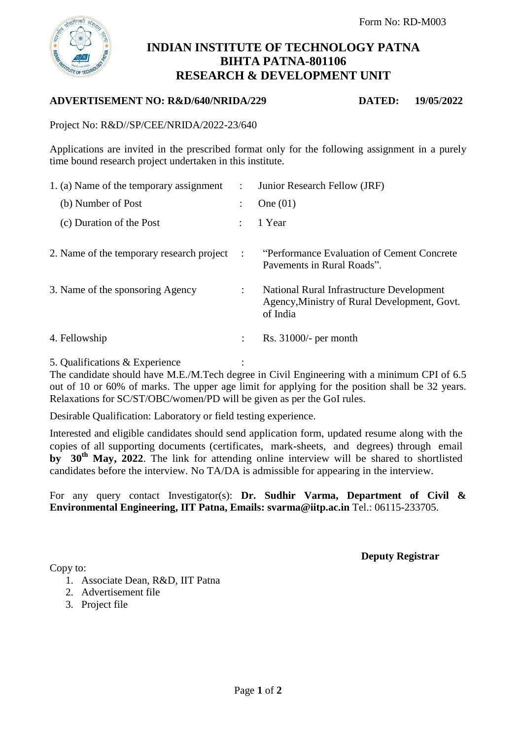Form No: RD-M003

# INDIAN INSTITUTE OF TECHNOLOGY PATNA
## BIHTA PATNA-801106
## RESEARCH & DEVELOPMENT UNIT

**ADVERTISEMENT NO: R&D/640/NRIDA/229** **DATED: 19/05/2022**

Project No: R&D//SP/CEE/NRIDA/2022-23/640

Applications are invited in the prescribed format only for the following assignment in a purely time bound research project undertaken in this institute.

| | | |
|---|---|---|
| 1. (a) Name of the temporary assignment | : | Junior Research Fellow (JRF) |
| (b) Number of Post | : | One (01) |
| (c) Duration of the Post | : | 1 Year |
| 2. Name of the temporary research project | : | "Performance Evaluation of Cement Concrete Pavements in Rural Roads". |
| 3. Name of the sponsoring Agency | : | National Rural Infrastructure Development Agency,Ministry of Rural Development, Govt. of India |
| 4. Fellowship | : | Rs. 31000/- per month |

5. Qualifications & Experience :

The candidate should have M.E./M.Tech degree in Civil Engineering with a minimum CPI of 6.5 out of 10 or 60% of marks. The upper age limit for applying for the position shall be 32 years. Relaxations for SC/ST/OBC/women/PD will be given as per the GoI rules.

Desirable Qualification: Laboratory or field testing experience.

Interested and eligible candidates should send application form, updated resume along with the copies of all supporting documents (certificates, mark-sheets, and degrees) through email **by 30th May, 2022**. The link for attending online interview will be shared to shortlisted candidates before the interview. No TA/DA is admissible for appearing in the interview.

For any query contact Investigator(s): **Dr. Sudhir Varma, Department of Civil & Environmental Engineering, IIT Patna, Emails: svarma@iitp.ac.in** Tel.: 06115-233705.

**Deputy Registrar**

Copy to:

1. Associate Dean, R&D, IIT Patna
2. Advertisement file
3. Project file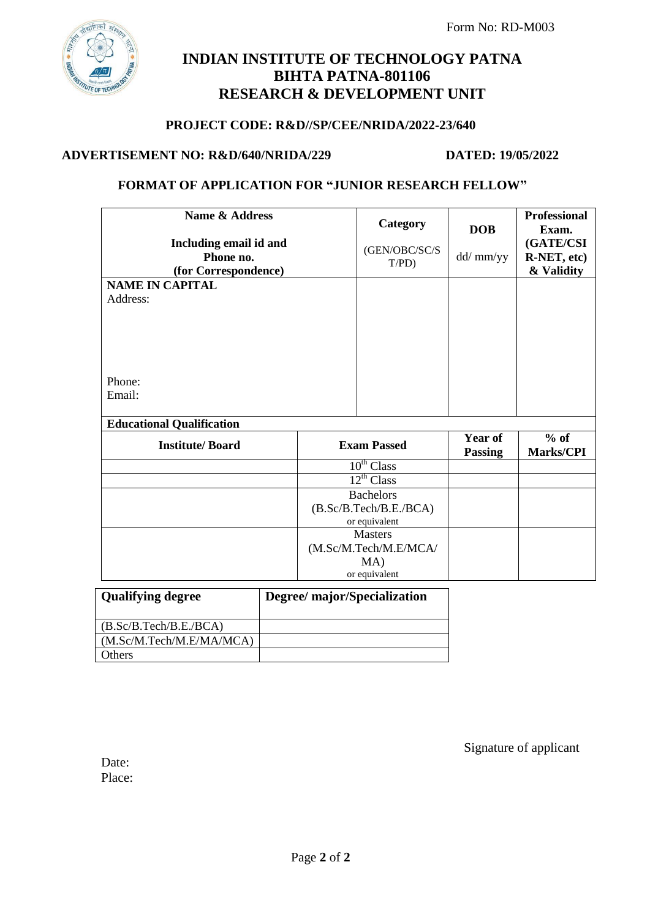Form No: RD-M003

# INDIAN INSTITUTE OF TECHNOLOGY PATNA
## BIHTA PATNA-801106
## RESEARCH & DEVELOPMENT UNIT

**PROJECT CODE: R&D//SP/CEE/NRIDA/2022-23/640**

**ADVERTISEMENT NO: R&D/640/NRIDA/229** **DATED: 19/05/2022**

**FORMAT OF APPLICATION FOR "JUNIOR RESEARCH FELLOW"**

| **Name & Address**<br><br>**Including email id and Phone no. (for Correspondence)** | **Category**<br><br>(GEN/OBC/SC/ST/PD) | **DOB**<br><br>dd/ mm/yy | **Professional Exam. (GATE/CSIR-NET, etc) & Validity** |
|---|---|---|---|
| **NAME IN CAPITAL**<br>Address:<br><br><br><br>Phone:<br>Email: | | | |

**Educational Qualification**

| **Institute/ Board** | **Exam Passed** | **Year of Passing** | **% of Marks/CPI** |
|---|---|---|---|
| | $10^{th}$ Class | | |
| | $12^{th}$ Class | | |
| | Bachelors (B.Sc/B.Tech/B.E./BCA) or equivalent | | |
| | Masters (M.Sc/M.Tech/M.E/MCA/ MA) or equivalent | | |

| **Qualifying degree** | **Degree/ major/Specialization** |
|---|---|
| (B.Sc/B.Tech/B.E./BCA) | |
| (M.Sc/M.Tech/M.E/MA/MCA) | |
| Others | |

Signature of applicant

Date:
Place: